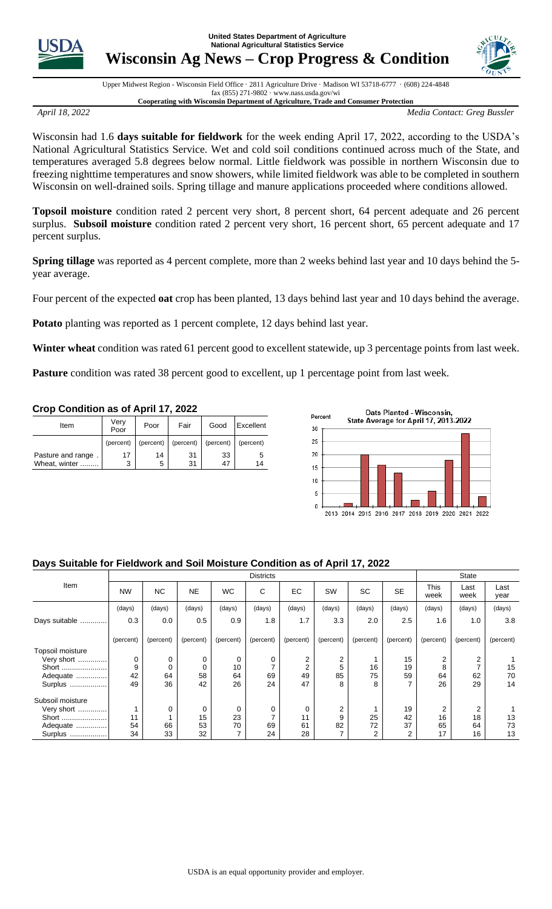United States Department of Agriculture
National Agricultural Statistics Service

# Wisconsin Ag News – Crop Progress & Condition

Upper Midwest Region - Wisconsin Field Office · 2811 Agriculture Drive · Madison WI 53718-6777 · (608) 224-4848
fax (855) 271-9802 · www.nass.usda.gov/wi
**Cooperating with Wisconsin Department of Agriculture, Trade and Consumer Protection**

*April 18, 2022* *Media Contact: Greg Bussler*

Wisconsin had 1.6 **days suitable for fieldwork** for the week ending April 17, 2022, according to the USDA's National Agricultural Statistics Service. Wet and cold soil conditions continued across much of the State, and temperatures averaged 5.8 degrees below normal. Little fieldwork was possible in northern Wisconsin due to freezing nighttime temperatures and snow showers, while limited fieldwork was able to be completed in southern Wisconsin on well-drained soils. Spring tillage and manure applications proceeded where conditions allowed.

**Topsoil moisture** condition rated 2 percent very short, 8 percent short, 64 percent adequate and 26 percent surplus. **Subsoil moisture** condition rated 2 percent very short, 16 percent short, 65 percent adequate and 17 percent surplus.

**Spring tillage** was reported as 4 percent complete, more than 2 weeks behind last year and 10 days behind the 5-year average.

Four percent of the expected **oat** crop has been planted, 13 days behind last year and 10 days behind the average.

**Potato** planting was reported as 1 percent complete, 12 days behind last year.

**Winter wheat** condition was rated 61 percent good to excellent statewide, up 3 percentage points from last week.

**Pasture** condition was rated 38 percent good to excellent, up 1 percentage point from last week.

### Crop Condition as of April 17, 2022

| Item | Very Poor | Poor | Fair | Good | Excellent |
|---|---|---|---|---|---|
| | (percent) | (percent) | (percent) | (percent) | (percent) |
| Pasture and range | 17 | 14 | 31 | 33 | 5 |
| Wheat, winter | 3 | 5 | 31 | 47 | 14 |

Oats Planted - Wisconsin, State Average for April 17, 2013-2022

### Days Suitable for Fieldwork and Soil Moisture Condition as of April 17, 2022

| Item | Districts | | | | | | | | | State | | |
|---|---|---|---|---|---|---|---|---|---|---|---|---|
| | NW | NC | NE | WC | C | EC | SW | SC | SE | This week | Last week | Last year |
| | (days) | (days) | (days) | (days) | (days) | (days) | (days) | (days) | (days) | (days) | (days) | (days) |
| Days suitable | 0.3 | 0.0 | 0.5 | 0.9 | 1.8 | 1.7 | 3.3 | 2.0 | 2.5 | 1.6 | 1.0 | 3.8 |
| | (percent) | (percent) | (percent) | (percent) | (percent) | (percent) | (percent) | (percent) | (percent) | (percent) | (percent) | (percent) |
| Topsoil moisture | | | | | | | | | | | | |
| Very short | 0 | 0 | 0 | 0 | 0 | 2 | 2 | 1 | 15 | 2 | 2 | 1 |
| Short | 9 | 0 | 0 | 10 | 7 | 2 | 5 | 16 | 19 | 8 | 7 | 15 |
| Adequate | 42 | 64 | 58 | 64 | 69 | 49 | 85 | 75 | 59 | 64 | 62 | 70 |
| Surplus | 49 | 36 | 42 | 26 | 24 | 47 | 8 | 8 | 7 | 26 | 29 | 14 |
| Subsoil moisture | | | | | | | | | | | | |
| Very short | 1 | 0 | 0 | 0 | 0 | 0 | 2 | 1 | 19 | 2 | 2 | 1 |
| Short | 11 | 1 | 15 | 23 | 7 | 11 | 9 | 25 | 42 | 16 | 18 | 13 |
| Adequate | 54 | 66 | 53 | 70 | 69 | 61 | 82 | 72 | 37 | 65 | 64 | 73 |
| Surplus | 34 | 33 | 32 | 7 | 24 | 28 | 7 | 2 | 2 | 17 | 16 | 13 |

USDA is an equal opportunity provider and employer.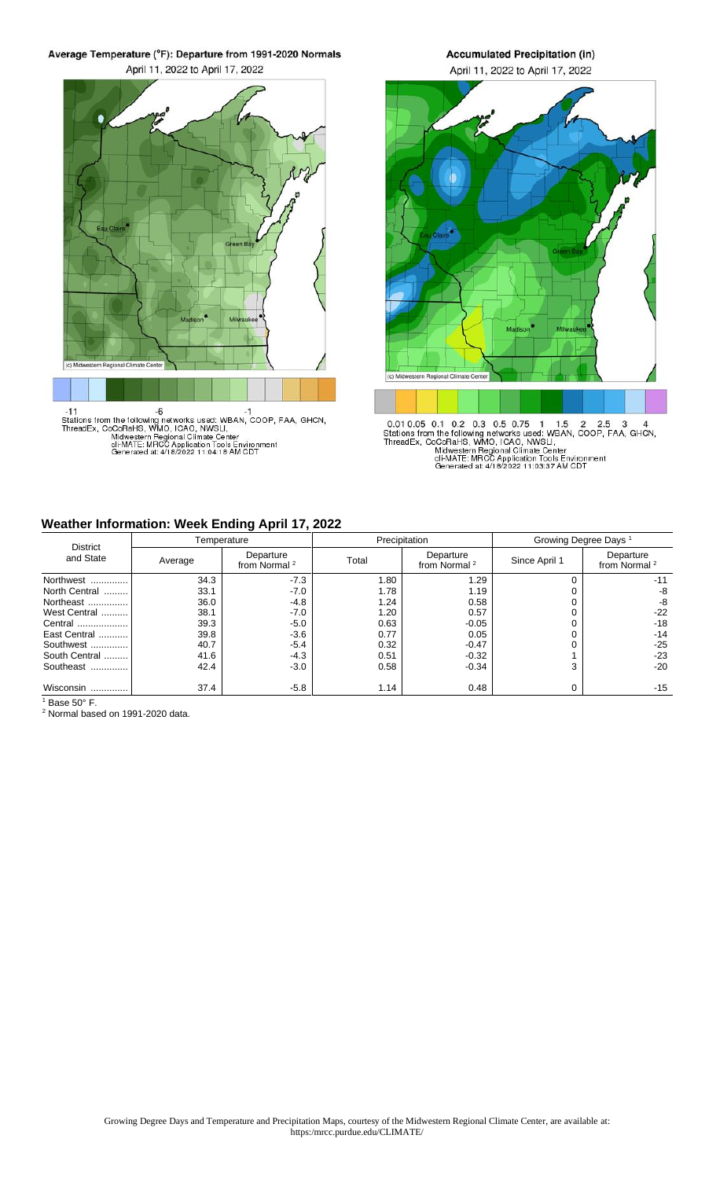Average Temperature (°F): Departure from 1991-2020 Normals
April 11, 2022 to April 17, 2022

Eau Claire
Green Bay
Madison
Milwaukee
(c) Midwestern Regional Climate Center

-11 -6 -1
Stations from the following networks used: WBAN, COOP, FAA, GHCN, ThreadEx, CoCoRaHS, WMO, ICAO, NWSLI,
Midwestern Regional Climate Center
cli-MATE: MRCC Application Tools Environment
Generated at: 4/18/2022 11:04:18 AM CDT

Accumulated Precipitation (in)
April 11, 2022 to April 17, 2022

Eau Claire
Green Bay
Madison
Milwaukee
(c) Midwestern Regional Climate Center

0.01 0.05 0.1 0.2 0.3 0.5 0.75 1 1.5 2 2.5 3 4
Stations from the following networks used: WBAN, COOP, FAA, GHCN, ThreadEx, CoCoRaHS, WMO, ICAO, NWSLI,
Midwestern Regional Climate Center
cli-MATE: MRCC Application Tools Environment
Generated at: 4/18/2022 11:03:37 AM CDT

## Weather Information: Week Ending April 17, 2022

| District and State | Temperature | | Precipitation | | Growing Degree Days [1] | |
|---|---|---|---|---|---|---|
| | Average | Departure from Normal [2] | Total | Departure from Normal [2] | Since April 1 | Departure from Normal [2] |
| Northwest .............. | 34.3 | -7.3 | 1.80 | 1.29 | 0 | -11 |
| North Central ......... | 33.1 | -7.0 | 1.78 | 1.19 | 0 | -8 |
| Northeast ............... | 36.0 | -4.8 | 1.24 | 0.58 | 0 | -8 |
| West Central .......... | 38.1 | -7.0 | 1.20 | 0.57 | 0 | -22 |
| Central ................... | 39.3 | -5.0 | 0.63 | -0.05 | 0 | -18 |
| East Central ........... | 39.8 | -3.6 | 0.77 | 0.05 | 0 | -14 |
| Southwest .............. | 40.7 | -5.4 | 0.32 | -0.47 | 0 | -25 |
| South Central ......... | 41.6 | -4.3 | 0.51 | -0.32 | 1 | -23 |
| Southeast .............. | 42.4 | -3.0 | 0.58 | -0.34 | 3 | -20 |
| Wisconsin .............. | 37.4 | -5.8 | 1.14 | 0.48 | 0 | -15 |

[1] Base 50° F.
[2] Normal based on 1991-2020 data.

Growing Degree Days and Temperature and Precipitation Maps, courtesy of the Midwestern Regional Climate Center, are available at: https:/mrcc.purdue.edu/CLIMATE/